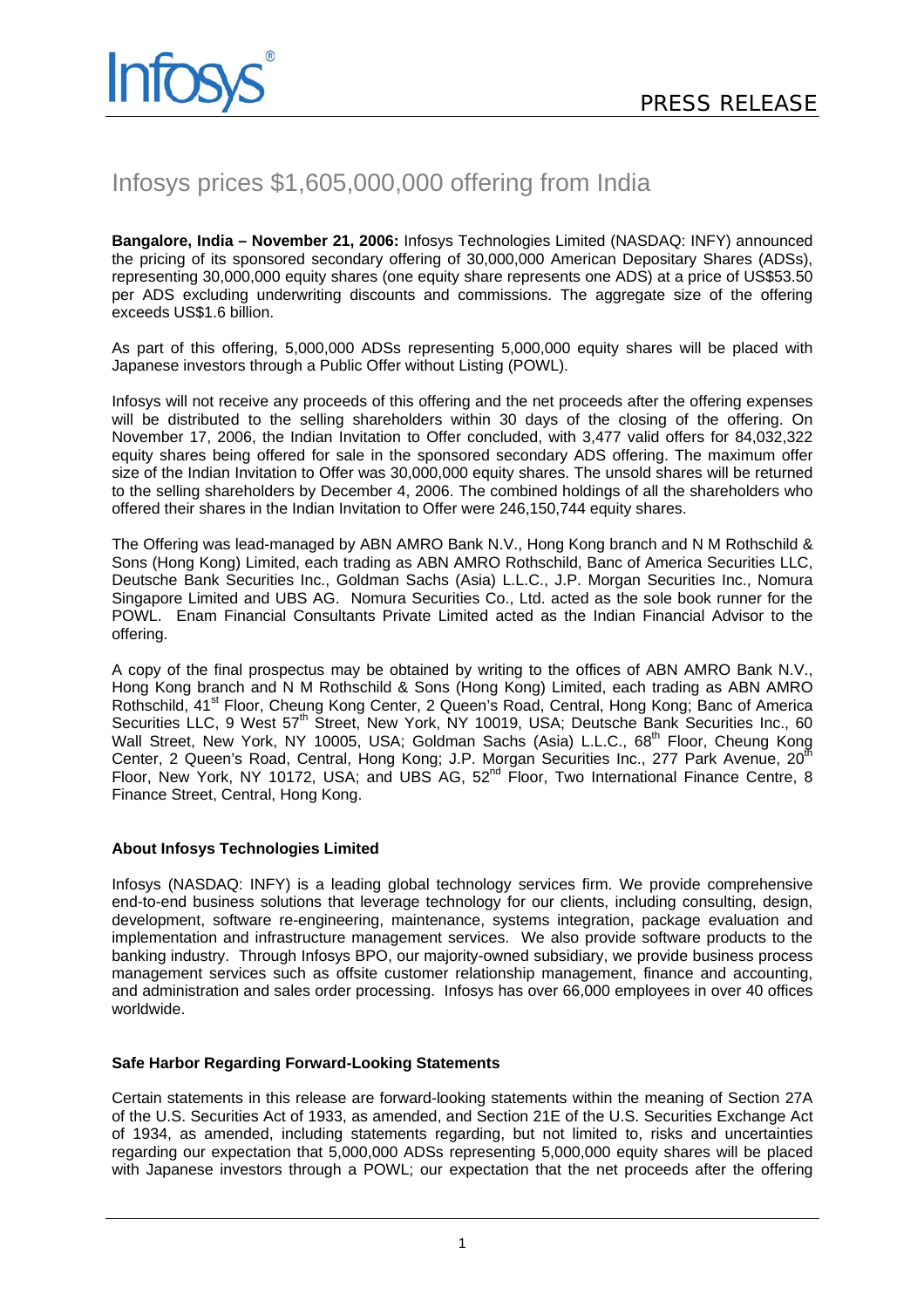Infosys

PRESS RELEASE

# Infosys prices $1,605,000,000 offering from India

**Bangalore, India – November 21, 2006:** Infosys Technologies Limited (NASDAQ: INFY) announced the pricing of its sponsored secondary offering of 30,000,000 American Depositary Shares (ADSs), representing 30,000,000 equity shares (one equity share represents one ADS) at a price of US$53.50 per ADS excluding underwriting discounts and commissions. The aggregate size of the offering exceeds US$1.6 billion.

As part of this offering, 5,000,000 ADSs representing 5,000,000 equity shares will be placed with Japanese investors through a Public Offer without Listing (POWL).

Infosys will not receive any proceeds of this offering and the net proceeds after the offering expenses will be distributed to the selling shareholders within 30 days of the closing of the offering. On November 17, 2006, the Indian Invitation to Offer concluded, with 3,477 valid offers for 84,032,322 equity shares being offered for sale in the sponsored secondary ADS offering. The maximum offer size of the Indian Invitation to Offer was 30,000,000 equity shares. The unsold shares will be returned to the selling shareholders by December 4, 2006. The combined holdings of all the shareholders who offered their shares in the Indian Invitation to Offer were 246,150,744 equity shares.

The Offering was lead-managed by ABN AMRO Bank N.V., Hong Kong branch and N M Rothschild & Sons (Hong Kong) Limited, each trading as ABN AMRO Rothschild, Banc of America Securities LLC, Deutsche Bank Securities Inc., Goldman Sachs (Asia) L.L.C., J.P. Morgan Securities Inc., Nomura Singapore Limited and UBS AG. Nomura Securities Co., Ltd. acted as the sole book runner for the POWL. Enam Financial Consultants Private Limited acted as the Indian Financial Advisor to the offering.

A copy of the final prospectus may be obtained by writing to the offices of ABN AMRO Bank N.V., Hong Kong branch and N M Rothschild & Sons (Hong Kong) Limited, each trading as ABN AMRO Rothschild, 41st Floor, Cheung Kong Center, 2 Queen's Road, Central, Hong Kong; Banc of America Securities LLC, 9 West 57th Street, New York, NY 10019, USA; Deutsche Bank Securities Inc., 60 Wall Street, New York, NY 10005, USA; Goldman Sachs (Asia) L.L.C., 68th Floor, Cheung Kong Center, 2 Queen's Road, Central, Hong Kong; J.P. Morgan Securities Inc., 277 Park Avenue, 20th Floor, New York, NY 10172, USA; and UBS AG, 52nd Floor, Two International Finance Centre, 8 Finance Street, Central, Hong Kong.

### About Infosys Technologies Limited

Infosys (NASDAQ: INFY) is a leading global technology services firm. We provide comprehensive end-to-end business solutions that leverage technology for our clients, including consulting, design, development, software re-engineering, maintenance, systems integration, package evaluation and implementation and infrastructure management services. We also provide software products to the banking industry. Through Infosys BPO, our majority-owned subsidiary, we provide business process management services such as offsite customer relationship management, finance and accounting, and administration and sales order processing. Infosys has over 66,000 employees in over 40 offices worldwide.

### Safe Harbor Regarding Forward-Looking Statements

Certain statements in this release are forward-looking statements within the meaning of Section 27A of the U.S. Securities Act of 1933, as amended, and Section 21E of the U.S. Securities Exchange Act of 1934, as amended, including statements regarding, but not limited to, risks and uncertainties regarding our expectation that 5,000,000 ADSs representing 5,000,000 equity shares will be placed with Japanese investors through a POWL; our expectation that the net proceeds after the offering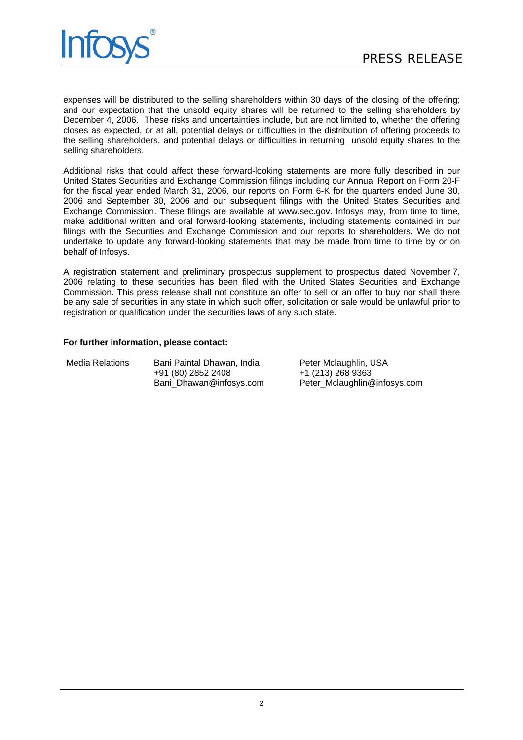expenses will be distributed to the selling shareholders within 30 days of the closing of the offering; and our expectation that the unsold equity shares will be returned to the selling shareholders by December 4, 2006. These risks and uncertainties include, but are not limited to, whether the offering closes as expected, or at all, potential delays or difficulties in the distribution of offering proceeds to the selling shareholders, and potential delays or difficulties in returning unsold equity shares to the selling shareholders.

Additional risks that could affect these forward-looking statements are more fully described in our United States Securities and Exchange Commission filings including our Annual Report on Form 20-F for the fiscal year ended March 31, 2006, our reports on Form 6-K for the quarters ended June 30, 2006 and September 30, 2006 and our subsequent filings with the United States Securities and Exchange Commission. These filings are available at www.sec.gov. Infosys may, from time to time, make additional written and oral forward-looking statements, including statements contained in our filings with the Securities and Exchange Commission and our reports to shareholders. We do not undertake to update any forward-looking statements that may be made from time to time by or on behalf of Infosys.

A registration statement and preliminary prospectus supplement to prospectus dated November 7, 2006 relating to these securities has been filed with the United States Securities and Exchange Commission. This press release shall not constitute an offer to sell or an offer to buy nor shall there be any sale of securities in any state in which such offer, solicitation or sale would be unlawful prior to registration or qualification under the securities laws of any such state.

**For further information, please contact:**

| | | |
|---|---|---|
| Media Relations | Bani Paintal Dhawan, India<br>+91 (80) 2852 2408<br>Bani_Dhawan@infosys.com | Peter Mclaughlin, USA<br>+1 (213) 268 9363<br>Peter_Mclaughlin@infosys.com |